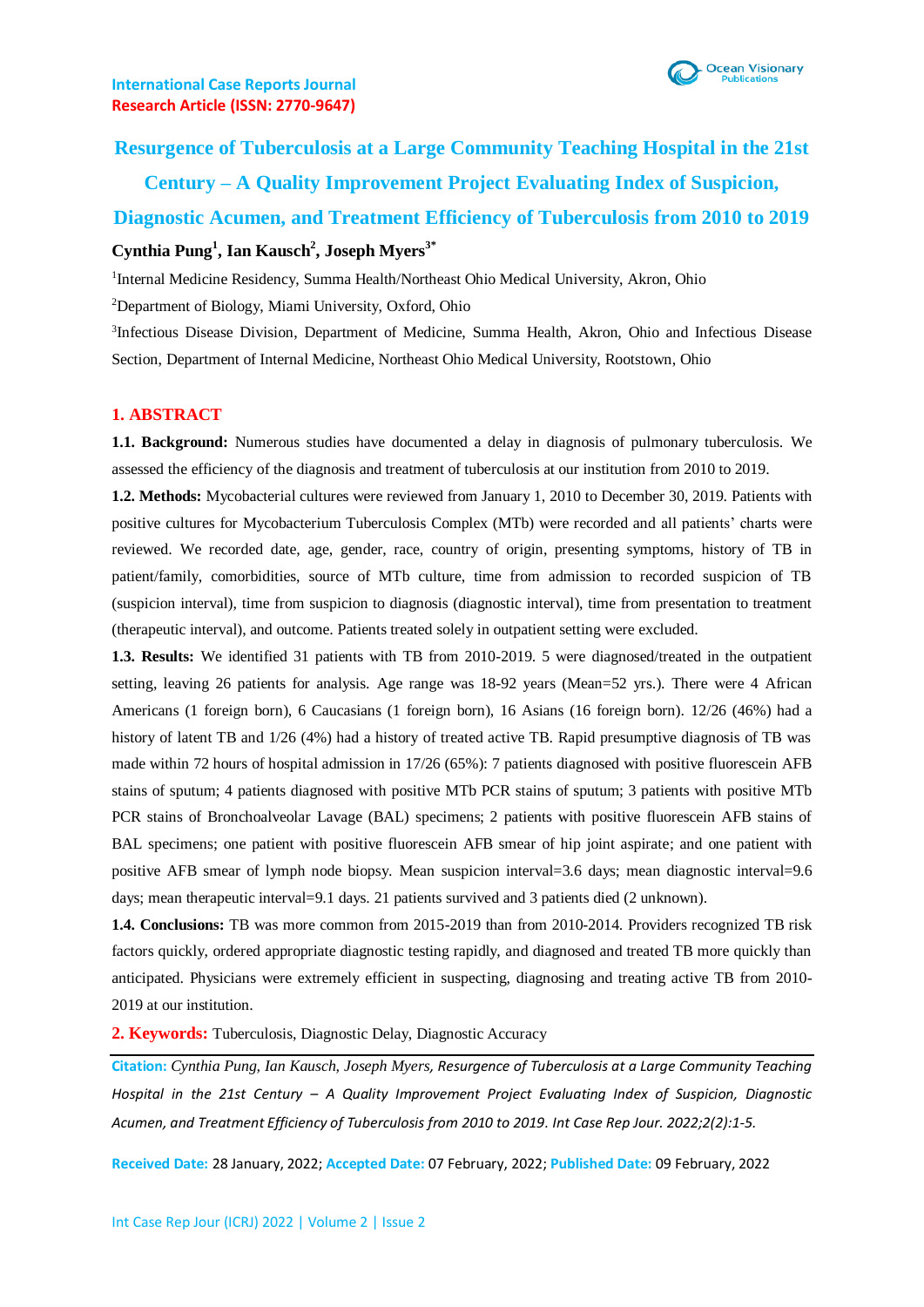International Case Reports Journal
Research Article (ISSN: 2770-9647)

# Resurgence of Tuberculosis at a Large Community Teaching Hospital in the 21st Century – A Quality Improvement Project Evaluating Index of Suspicion, Diagnostic Acumen, and Treatment Efficiency of Tuberculosis from 2010 to 2019

**Cynthia Pung[1], Ian Kausch[2], Joseph Myers[3*]**

[1]Internal Medicine Residency, Summa Health/Northeast Ohio Medical University, Akron, Ohio

[2]Department of Biology, Miami University, Oxford, Ohio

[3]Infectious Disease Division, Department of Medicine, Summa Health, Akron, Ohio and Infectious Disease Section, Department of Internal Medicine, Northeast Ohio Medical University, Rootstown, Ohio

## 1. ABSTRACT

**1.1. Background:** Numerous studies have documented a delay in diagnosis of pulmonary tuberculosis. We assessed the efficiency of the diagnosis and treatment of tuberculosis at our institution from 2010 to 2019.

**1.2. Methods:** Mycobacterial cultures were reviewed from January 1, 2010 to December 30, 2019. Patients with positive cultures for Mycobacterium Tuberculosis Complex (MTb) were recorded and all patients' charts were reviewed. We recorded date, age, gender, race, country of origin, presenting symptoms, history of TB in patient/family, comorbidities, source of MTb culture, time from admission to recorded suspicion of TB (suspicion interval), time from suspicion to diagnosis (diagnostic interval), time from presentation to treatment (therapeutic interval), and outcome. Patients treated solely in outpatient setting were excluded.

**1.3. Results:** We identified 31 patients with TB from 2010-2019. 5 were diagnosed/treated in the outpatient setting, leaving 26 patients for analysis. Age range was 18-92 years (Mean=52 yrs.). There were 4 African Americans (1 foreign born), 6 Caucasians (1 foreign born), 16 Asians (16 foreign born). 12/26 (46%) had a history of latent TB and 1/26 (4%) had a history of treated active TB. Rapid presumptive diagnosis of TB was made within 72 hours of hospital admission in 17/26 (65%): 7 patients diagnosed with positive fluorescein AFB stains of sputum; 4 patients diagnosed with positive MTb PCR stains of sputum; 3 patients with positive MTb PCR stains of Bronchoalveolar Lavage (BAL) specimens; 2 patients with positive fluorescein AFB stains of BAL specimens; one patient with positive fluorescein AFB smear of hip joint aspirate; and one patient with positive AFB smear of lymph node biopsy. Mean suspicion interval=3.6 days; mean diagnostic interval=9.6 days; mean therapeutic interval=9.1 days. 21 patients survived and 3 patients died (2 unknown).

**1.4. Conclusions:** TB was more common from 2015-2019 than from 2010-2014. Providers recognized TB risk factors quickly, ordered appropriate diagnostic testing rapidly, and diagnosed and treated TB more quickly than anticipated. Physicians were extremely efficient in suspecting, diagnosing and treating active TB from 2010-2019 at our institution.

**2. Keywords:** Tuberculosis, Diagnostic Delay, Diagnostic Accuracy

**Citation:** *Cynthia Pung, Ian Kausch, Joseph Myers, Resurgence of Tuberculosis at a Large Community Teaching Hospital in the 21st Century – A Quality Improvement Project Evaluating Index of Suspicion, Diagnostic Acumen, and Treatment Efficiency of Tuberculosis from 2010 to 2019. Int Case Rep Jour. 2022;2(2):1-5.*

**Received Date:** 28 January, 2022; **Accepted Date:** 07 February, 2022; **Published Date:** 09 February, 2022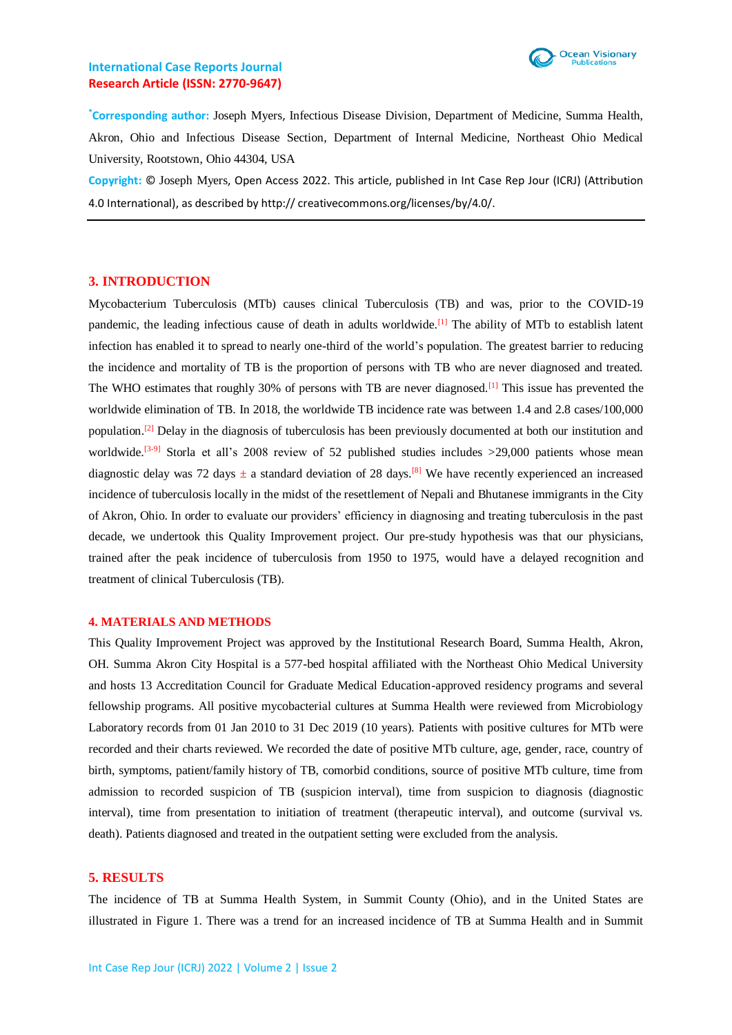*Corresponding author: Joseph Myers, Infectious Disease Division, Department of Medicine, Summa Health, Akron, Ohio and Infectious Disease Section, Department of Internal Medicine, Northeast Ohio Medical University, Rootstown, Ohio 44304, USA

Copyright: © Joseph Myers, Open Access 2022. This article, published in Int Case Rep Jour (ICRJ) (Attribution 4.0 International), as described by http:// creativecommons.org/licenses/by/4.0/.

## 3. INTRODUCTION

Mycobacterium Tuberculosis (MTb) causes clinical Tuberculosis (TB) and was, prior to the COVID-19 pandemic, the leading infectious cause of death in adults worldwide.[1] The ability of MTb to establish latent infection has enabled it to spread to nearly one-third of the world's population. The greatest barrier to reducing the incidence and mortality of TB is the proportion of persons with TB who are never diagnosed and treated. The WHO estimates that roughly 30% of persons with TB are never diagnosed.[1] This issue has prevented the worldwide elimination of TB. In 2018, the worldwide TB incidence rate was between 1.4 and 2.8 cases/100,000 population.[2] Delay in the diagnosis of tuberculosis has been previously documented at both our institution and worldwide.[3-9] Storla et all's 2008 review of 52 published studies includes >29,000 patients whose mean diagnostic delay was 72 days ± a standard deviation of 28 days.[8] We have recently experienced an increased incidence of tuberculosis locally in the midst of the resettlement of Nepali and Bhutanese immigrants in the City of Akron, Ohio. In order to evaluate our providers' efficiency in diagnosing and treating tuberculosis in the past decade, we undertook this Quality Improvement project. Our pre-study hypothesis was that our physicians, trained after the peak incidence of tuberculosis from 1950 to 1975, would have a delayed recognition and treatment of clinical Tuberculosis (TB).

## 4. MATERIALS AND METHODS

This Quality Improvement Project was approved by the Institutional Research Board, Summa Health, Akron, OH. Summa Akron City Hospital is a 577-bed hospital affiliated with the Northeast Ohio Medical University and hosts 13 Accreditation Council for Graduate Medical Education-approved residency programs and several fellowship programs. All positive mycobacterial cultures at Summa Health were reviewed from Microbiology Laboratory records from 01 Jan 2010 to 31 Dec 2019 (10 years). Patients with positive cultures for MTb were recorded and their charts reviewed. We recorded the date of positive MTb culture, age, gender, race, country of birth, symptoms, patient/family history of TB, comorbid conditions, source of positive MTb culture, time from admission to recorded suspicion of TB (suspicion interval), time from suspicion to diagnosis (diagnostic interval), time from presentation to initiation of treatment (therapeutic interval), and outcome (survival vs. death). Patients diagnosed and treated in the outpatient setting were excluded from the analysis.

## 5. RESULTS

The incidence of TB at Summa Health System, in Summit County (Ohio), and in the United States are illustrated in Figure 1. There was a trend for an increased incidence of TB at Summa Health and in Summit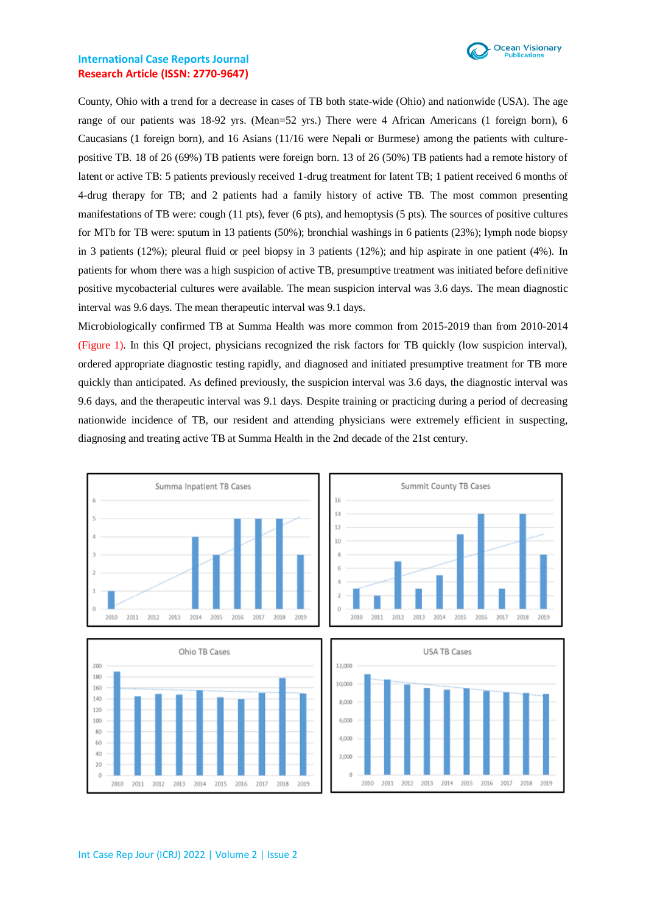County, Ohio with a trend for a decrease in cases of TB both state-wide (Ohio) and nationwide (USA). The age range of our patients was 18-92 yrs. (Mean=52 yrs.) There were 4 African Americans (1 foreign born), 6 Caucasians (1 foreign born), and 16 Asians (11/16 were Nepali or Burmese) among the patients with culture-positive TB. 18 of 26 (69%) TB patients were foreign born. 13 of 26 (50%) TB patients had a remote history of latent or active TB: 5 patients previously received 1-drug treatment for latent TB; 1 patient received 6 months of 4-drug therapy for TB; and 2 patients had a family history of active TB. The most common presenting manifestations of TB were: cough (11 pts), fever (6 pts), and hemoptysis (5 pts). The sources of positive cultures for MTb for TB were: sputum in 13 patients (50%); bronchial washings in 6 patients (23%); lymph node biopsy in 3 patients (12%); pleural fluid or peel biopsy in 3 patients (12%); and hip aspirate in one patient (4%). In patients for whom there was a high suspicion of active TB, presumptive treatment was initiated before definitive positive mycobacterial cultures were available. The mean suspicion interval was 3.6 days. The mean diagnostic interval was 9.6 days. The mean therapeutic interval was 9.1 days.

Microbiologically confirmed TB at Summa Health was more common from 2015-2019 than from 2010-2014 (Figure 1). In this QI project, physicians recognized the risk factors for TB quickly (low suspicion interval), ordered appropriate diagnostic testing rapidly, and diagnosed and initiated presumptive treatment for TB more quickly than anticipated. As defined previously, the suspicion interval was 3.6 days, the diagnostic interval was 9.6 days, and the therapeutic interval was 9.1 days. Despite training or practicing during a period of decreasing nationwide incidence of TB, our resident and attending physicians were extremely efficient in suspecting, diagnosing and treating active TB at Summa Health in the 2nd decade of the 21st century.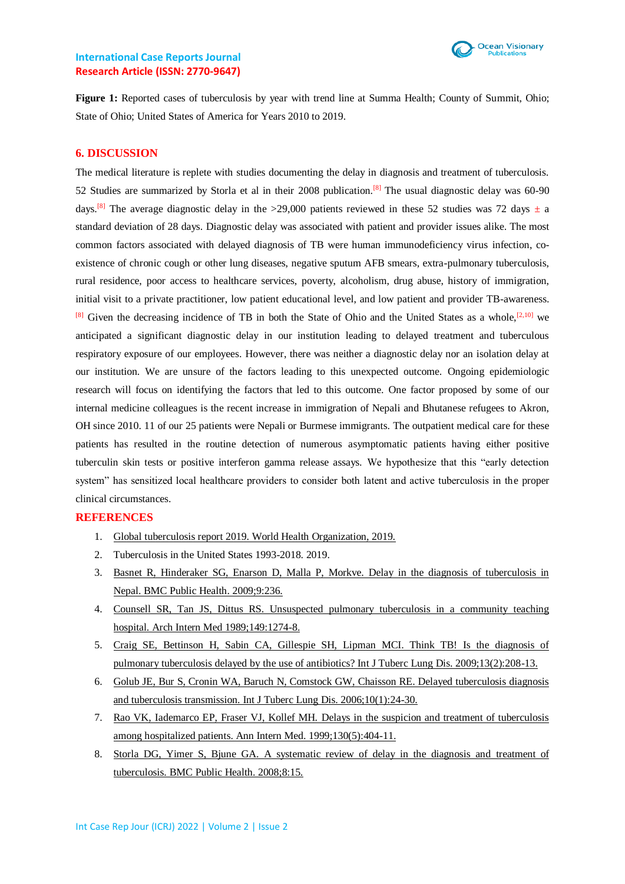**Figure 1:** Reported cases of tuberculosis by year with trend line at Summa Health; County of Summit, Ohio; State of Ohio; United States of America for Years 2010 to 2019.

## 6. DISCUSSION

The medical literature is replete with studies documenting the delay in diagnosis and treatment of tuberculosis. 52 Studies are summarized by Storla et al in their 2008 publication.[8] The usual diagnostic delay was 60-90 days.[8] The average diagnostic delay in the >29,000 patients reviewed in these 52 studies was 72 days ± a standard deviation of 28 days. Diagnostic delay was associated with patient and provider issues alike. The most common factors associated with delayed diagnosis of TB were human immunodeficiency virus infection, co-existence of chronic cough or other lung diseases, negative sputum AFB smears, extra-pulmonary tuberculosis, rural residence, poor access to healthcare services, poverty, alcoholism, drug abuse, history of immigration, initial visit to a private practitioner, low patient educational level, and low patient and provider TB-awareness.[8] Given the decreasing incidence of TB in both the State of Ohio and the United States as a whole,[2,10] we anticipated a significant diagnostic delay in our institution leading to delayed treatment and tuberculous respiratory exposure of our employees. However, there was neither a diagnostic delay nor an isolation delay at our institution. We are unsure of the factors leading to this unexpected outcome. Ongoing epidemiologic research will focus on identifying the factors that led to this outcome. One factor proposed by some of our internal medicine colleagues is the recent increase in immigration of Nepali and Bhutanese refugees to Akron, OH since 2010. 11 of our 25 patients were Nepali or Burmese immigrants. The outpatient medical care for these patients has resulted in the routine detection of numerous asymptomatic patients having either positive tuberculin skin tests or positive interferon gamma release assays. We hypothesize that this "early detection system" has sensitized local healthcare providers to consider both latent and active tuberculosis in the proper clinical circumstances.

## REFERENCES

1. Global tuberculosis report 2019. World Health Organization, 2019.
2. Tuberculosis in the United States 1993-2018. 2019.
3. Basnet R, Hinderaker SG, Enarson D, Malla P, Morkve. Delay in the diagnosis of tuberculosis in Nepal. BMC Public Health. 2009;9:236.
4. Counsell SR, Tan JS, Dittus RS. Unsuspected pulmonary tuberculosis in a community teaching hospital. Arch Intern Med 1989;149:1274-8.
5. Craig SE, Bettinson H, Sabin CA, Gillespie SH, Lipman MCI. Think TB! Is the diagnosis of pulmonary tuberculosis delayed by the use of antibiotics? Int J Tuberc Lung Dis. 2009;13(2):208-13.
6. Golub JE, Bur S, Cronin WA, Baruch N, Comstock GW, Chaisson RE. Delayed tuberculosis diagnosis and tuberculosis transmission. Int J Tuberc Lung Dis. 2006;10(1):24-30.
7. Rao VK, Iademarco EP, Fraser VJ, Kollef MH. Delays in the suspicion and treatment of tuberculosis among hospitalized patients. Ann Intern Med. 1999;130(5):404-11.
8. Storla DG, Yimer S, Bjune GA. A systematic review of delay in the diagnosis and treatment of tuberculosis. BMC Public Health. 2008;8:15.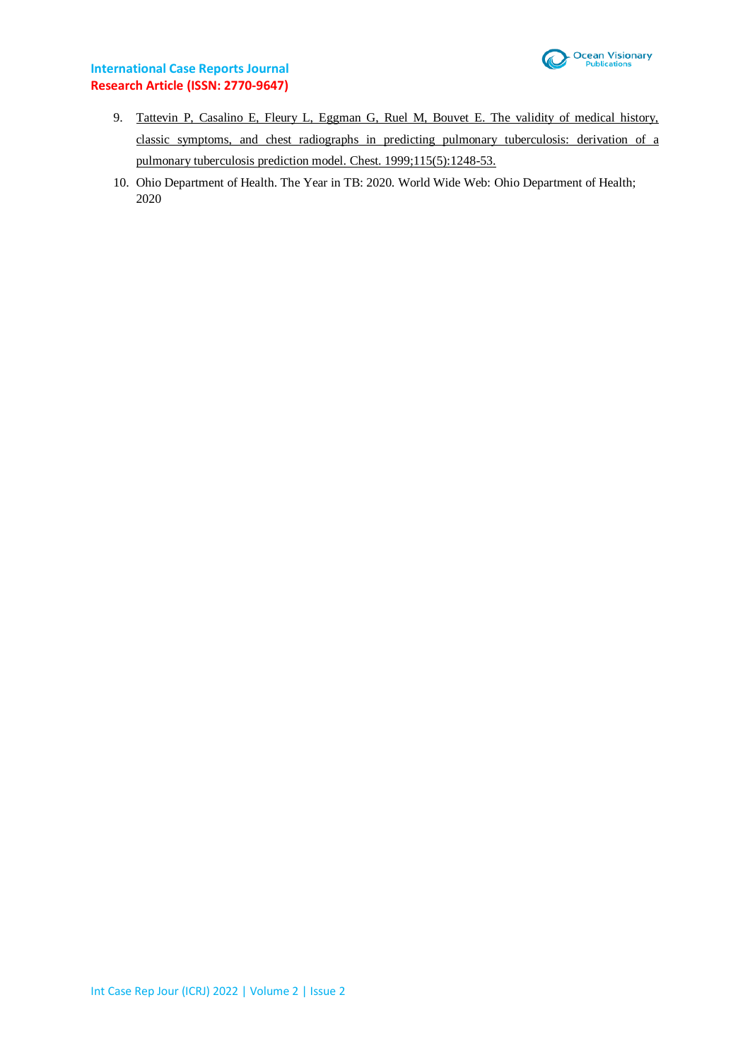9. Tattevin P, Casalino E, Fleury L, Eggman G, Ruel M, Bouvet E. The validity of medical history, classic symptoms, and chest radiographs in predicting pulmonary tuberculosis: derivation of a pulmonary tuberculosis prediction model. Chest. 1999;115(5):1248-53.
10. Ohio Department of Health. The Year in TB: 2020. World Wide Web: Ohio Department of Health; 2020